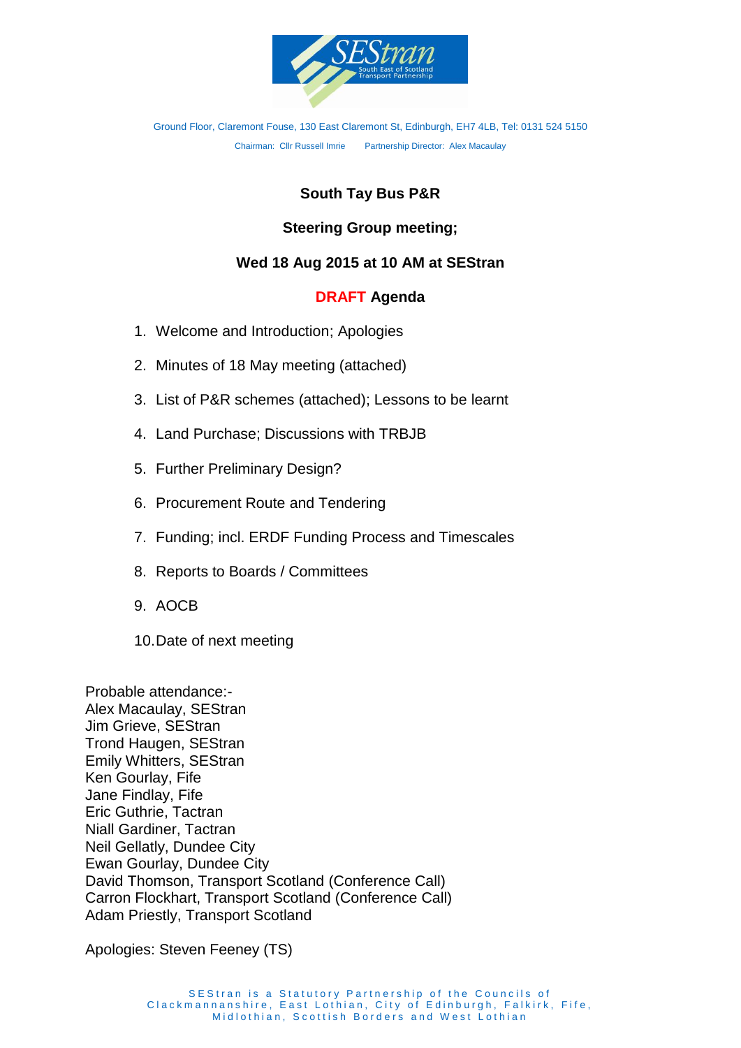Ground Floor, Claremont Fouse, 130 East Claremont St, Edinburgh, EH7 4LB, Tel: 0131 524 5150

Chairman: Cllr Russell Imrie Partnership Director: Alex Macaulay

## South Tay Bus P&R

## Steering Group meeting;

## Wed 18 Aug 2015 at 10 AM at SEStran

## DRAFT Agenda

1. Welcome and Introduction; Apologies
2. Minutes of 18 May meeting (attached)
3. List of P&R schemes (attached); Lessons to be learnt
4. Land Purchase; Discussions with TRBJB
5. Further Preliminary Design?
6. Procurement Route and Tendering
7. Funding; incl. ERDF Funding Process and Timescales
8. Reports to Boards / Committees
9. AOCB
10. Date of next meeting

Probable attendance:-
Alex Macaulay, SEStran
Jim Grieve, SEStran
Trond Haugen, SEStran
Emily Whitters, SEStran
Ken Gourlay, Fife
Jane Findlay, Fife
Eric Guthrie, Tactran
Niall Gardiner, Tactran
Neil Gellatly, Dundee City
Ewan Gourlay, Dundee City
David Thomson, Transport Scotland (Conference Call)
Carron Flockhart, Transport Scotland (Conference Call)
Adam Priestly, Transport Scotland

Apologies: Steven Feeney (TS)

SEStran is a Statutory Partnership of the Councils of Clackmannanshire, East Lothian, City of Edinburgh, Falkirk, Fife, Midlothian, Scottish Borders and West Lothian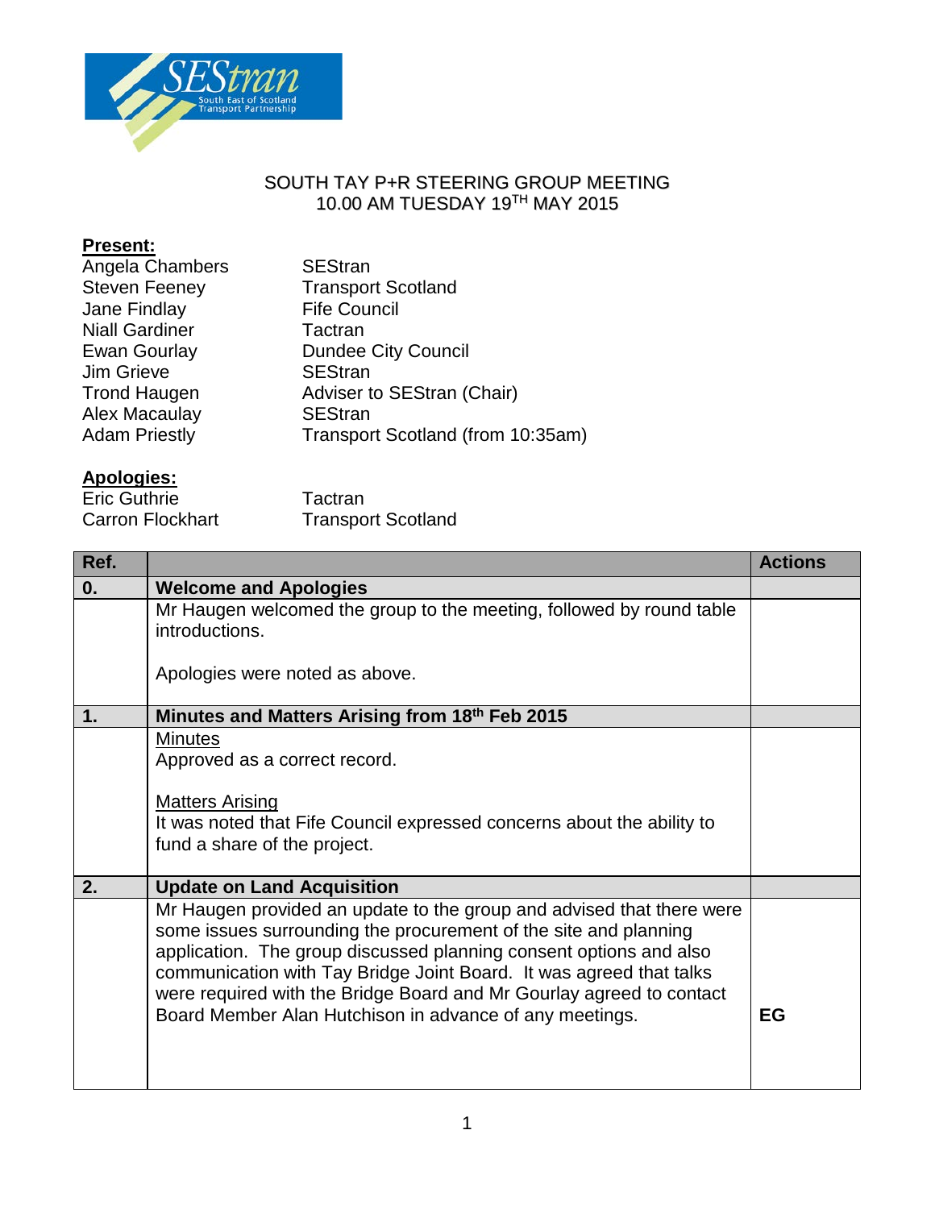SOUTH TAY P+R STEERING GROUP MEETING
10.00 AM TUESDAY 19TH MAY 2015

**Present:**

| | |
|---|---|
| Angela Chambers | SEStran |
| Steven Feeney | Transport Scotland |
| Jane Findlay | Fife Council |
| Niall Gardiner | Tactran |
| Ewan Gourlay | Dundee City Council |
| Jim Grieve | SEStran |
| Trond Haugen | Adviser to SEStran (Chair) |
| Alex Macaulay | SEStran |
| Adam Priestly | Transport Scotland (from 10:35am) |

**Apologies:**

| | |
|---|---|
| Eric Guthrie | Tactran |
| Carron Flockhart | Transport Scotland |

| Ref. | | Actions |
|---|---|---|
| **0.** | **Welcome and Apologies** | |
| | Mr Haugen welcomed the group to the meeting, followed by round table introductions.<br><br>Apologies were noted as above. | |
| **1.** | **Minutes and Matters Arising from 18th Feb 2015** | |
| | Minutes<br>Approved as a correct record.<br><br>Matters Arising<br>It was noted that Fife Council expressed concerns about the ability to fund a share of the project. | |
| **2.** | **Update on Land Acquisition** | |
| | Mr Haugen provided an update to the group and advised that there were some issues surrounding the procurement of the site and planning application. The group discussed planning consent options and also communication with Tay Bridge Joint Board. It was agreed that talks were required with the Bridge Board and Mr Gourlay agreed to contact Board Member Alan Hutchison in advance of any meetings. | **EG** |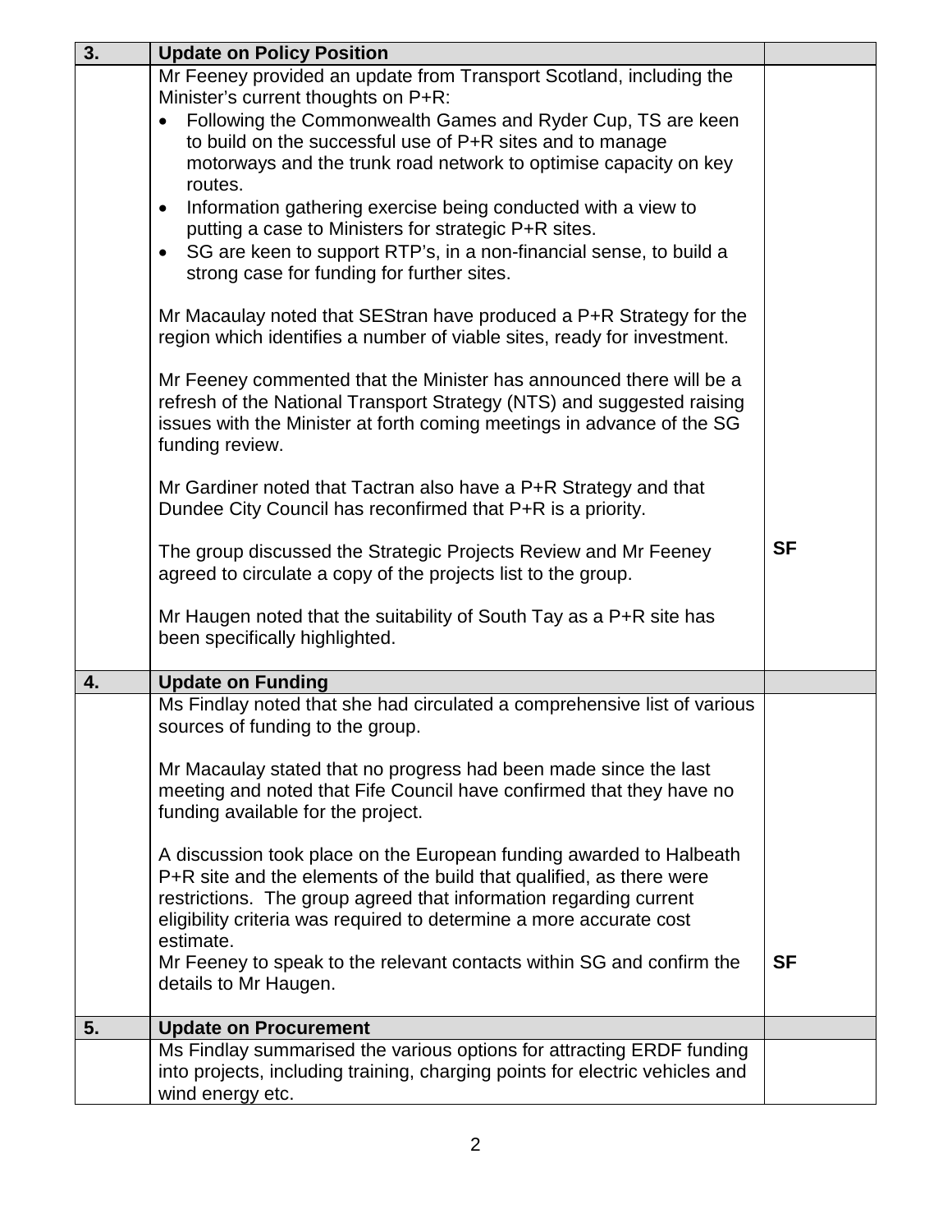| 3. | **Update on Policy Position** | |
|---|---|---|
| | Mr Feeney provided an update from Transport Scotland, including the Minister's current thoughts on P+R:<br>• Following the Commonwealth Games and Ryder Cup, TS are keen to build on the successful use of P+R sites and to manage motorways and the trunk road network to optimise capacity on key routes.<br>• Information gathering exercise being conducted with a view to putting a case to Ministers for strategic P+R sites.<br>• SG are keen to support RTP's, in a non-financial sense, to build a strong case for funding for further sites.<br><br>Mr Macaulay noted that SEStran have produced a P+R Strategy for the region which identifies a number of viable sites, ready for investment.<br><br>Mr Feeney commented that the Minister has announced there will be a refresh of the National Transport Strategy (NTS) and suggested raising issues with the Minister at forth coming meetings in advance of the SG funding review.<br><br>Mr Gardiner noted that Tactran also have a P+R Strategy and that Dundee City Council has reconfirmed that P+R is a priority.<br><br>The group discussed the Strategic Projects Review and Mr Feeney agreed to circulate a copy of the projects list to the group.<br><br>Mr Haugen noted that the suitability of South Tay as a P+R site has been specifically highlighted. | **SF** |
| **4.** | **Update on Funding** | |
| | Ms Findlay noted that she had circulated a comprehensive list of various sources of funding to the group.<br><br>Mr Macaulay stated that no progress had been made since the last meeting and noted that Fife Council have confirmed that they have no funding available for the project.<br><br>A discussion took place on the European funding awarded to Halbeath P+R site and the elements of the build that qualified, as there were restrictions. The group agreed that information regarding current eligibility criteria was required to determine a more accurate cost estimate.<br>Mr Feeney to speak to the relevant contacts within SG and confirm the details to Mr Haugen. | **SF** |
| **5.** | **Update on Procurement** | |
| | Ms Findlay summarised the various options for attracting ERDF funding into projects, including training, charging points for electric vehicles and wind energy etc. | |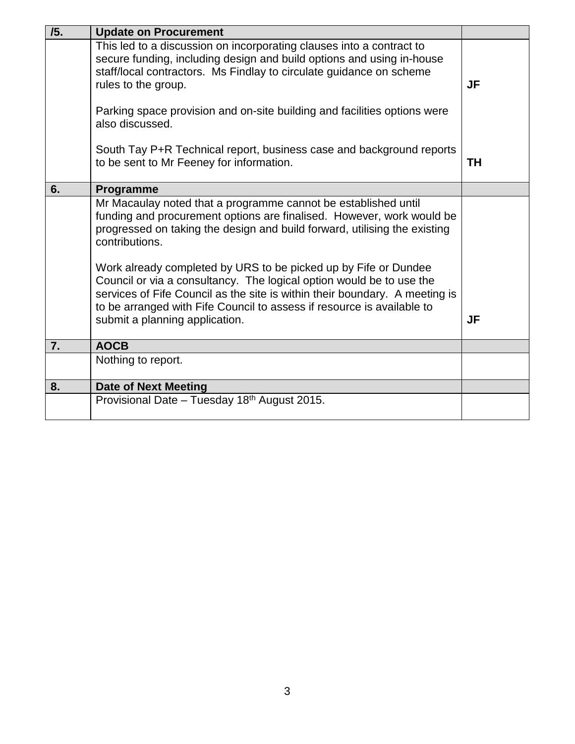| /5. | **Update on Procurement** | |
|---|---|---|
| | This led to a discussion on incorporating clauses into a contract to secure funding, including design and build options and using in-house staff/local contractors. Ms Findlay to circulate guidance on scheme rules to the group.<br><br>Parking space provision and on-site building and facilities options were also discussed.<br><br>South Tay P+R Technical report, business case and background reports to be sent to Mr Feeney for information. | **JF**<br><br><br><br>**TH** |
| **6.** | **Programme** | |
| | Mr Macaulay noted that a programme cannot be established until funding and procurement options are finalised. However, work would be progressed on taking the design and build forward, utilising the existing contributions.<br><br>Work already completed by URS to be picked up by Fife or Dundee Council or via a consultancy. The logical option would be to use the services of Fife Council as the site is within their boundary. A meeting is to be arranged with Fife Council to assess if resource is available to submit a planning application. | <br><br><br><br><br><br>**JF** |
| **7.** | **AOCB** | |
| | Nothing to report. | |
| **8.** | **Date of Next Meeting** | |
| | Provisional Date – Tuesday 18th August 2015. | |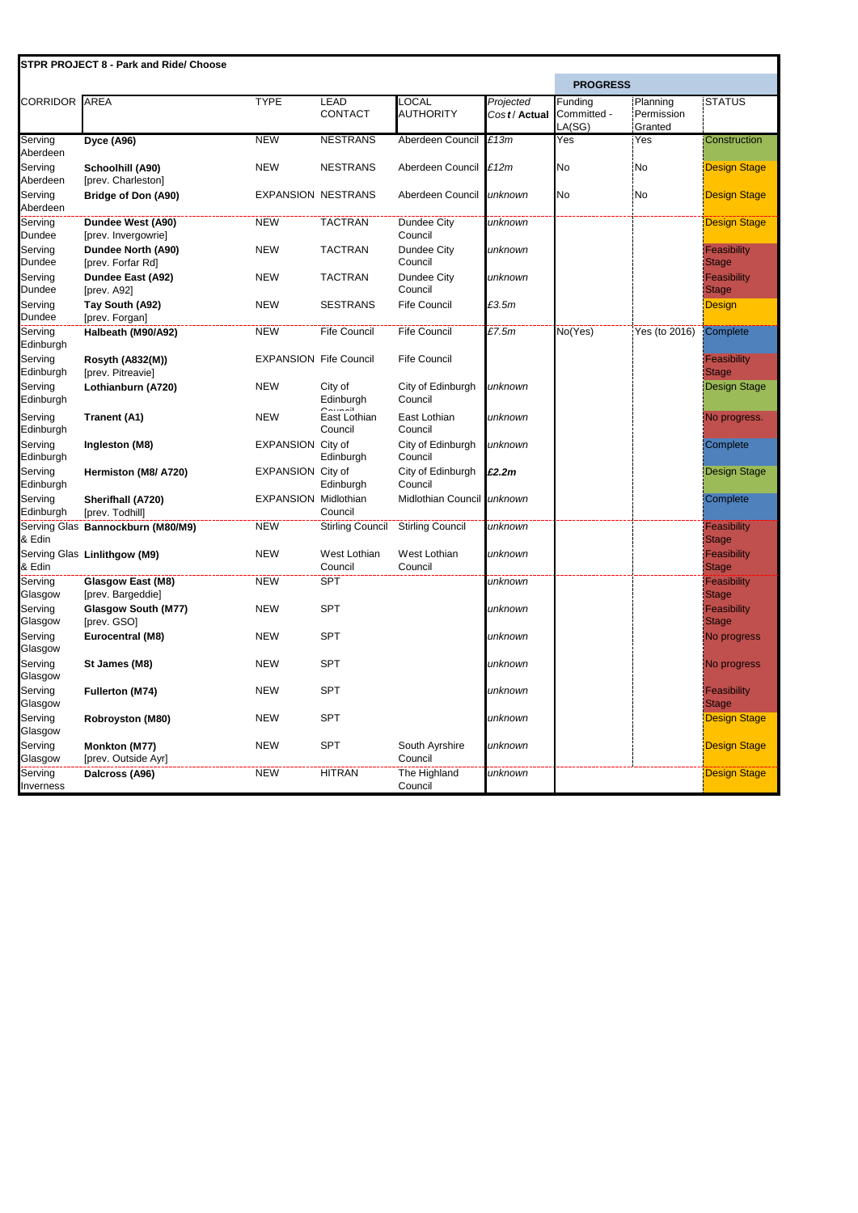**STPR PROJECT 8 - Park and Ride/ Choose**

| CORRIDOR | AREA | TYPE | LEAD CONTACT | LOCAL AUTHORITY | *Projected Cost* / **Actual** | PROGRESS | | STATUS |
|---|---|---|---|---|---|---|---|---|
| | | | | | | Funding Committed - LA(SG) | Planning Permission Granted | |
| Serving Aberdeen | **Dyce (A96)** | NEW | NESTRANS | Aberdeen Council | *£13m* | Yes | Yes | Construction |
| Serving Aberdeen | **Schoolhill (A90)** [prev. Charleston] | NEW | NESTRANS | Aberdeen Council | *£12m* | No | No | Design Stage |
| Serving Aberdeen | **Bridge of Don (A90)** | EXPANSION | NESTRANS | Aberdeen Council | *unknown* | No | No | Design Stage |
| Serving Dundee | **Dundee West (A90)** [prev. Invergowrie] | NEW | TACTRAN | Dundee City Council | *unknown* | | | Design Stage |
| Serving Dundee | **Dundee North (A90)** [prev. Forfar Rd] | NEW | TACTRAN | Dundee City Council | *unknown* | | | Feasibility Stage |
| Serving Dundee | **Dundee East (A92)** [prev. A92] | NEW | TACTRAN | Dundee City Council | *unknown* | | | Feasibility Stage |
| Serving Dundee | **Tay South (A92)** [prev. Forgan] | NEW | SESTRANS | Fife Council | *£3.5m* | | | Design |
| Serving Edinburgh | **Halbeath (M90/A92)** | NEW | Fife Council | Fife Council | *£7.5m* | No(Yes) | Yes (to 2016) | Complete |
| Serving Edinburgh | **Rosyth (A832(M))** [prev. Pitreavie] | EXPANSION | Fife Council | Fife Council | | | | Feasibility Stage |
| Serving Edinburgh | **Lothianburn (A720)** | NEW | City of Edinburgh Council | City of Edinburgh Council | *unknown* | | | Design Stage |
| Serving Edinburgh | **Tranent (A1)** | NEW | East Lothian Council | East Lothian Council | *unknown* | | | No progress. |
| Serving Edinburgh | **Ingleston (M8)** | EXPANSION | City of Edinburgh | City of Edinburgh Council | *unknown* | | | Complete |
| Serving Edinburgh | **Hermiston (M8/ A720)** | EXPANSION | City of Edinburgh | City of Edinburgh Council | ***£2.2m*** | | | Design Stage |
| Serving Edinburgh | **Sherifhall (A720)** [prev. Todhill] | EXPANSION | Midlothian Council | Midlothian Council | *unknown* | | | Complete |
| Serving Glas & Edin | **Bannockburn (M80/M9)** | NEW | Stirling Council | Stirling Council | *unknown* | | | Feasibility Stage |
| Serving Glas & Edin | **Linlithgow (M9)** | NEW | West Lothian Council | West Lothian Council | *unknown* | | | Feasibility Stage |
| Serving Glasgow | **Glasgow East (M8)** [prev. Bargeddie] | NEW | SPT | | *unknown* | | | Feasibility Stage |
| Serving Glasgow | **Glasgow South (M77)** [prev. GSO] | NEW | SPT | | *unknown* | | | Feasibility Stage |
| Serving Glasgow | **Eurocentral (M8)** | NEW | SPT | | *unknown* | | | No progress |
| Serving Glasgow | **St James (M8)** | NEW | SPT | | *unknown* | | | No progress |
| Serving Glasgow | **Fullerton (M74)** | NEW | SPT | | *unknown* | | | Feasibility Stage |
| Serving Glasgow | **Robroyston (M80)** | NEW | SPT | | *unknown* | | | Design Stage |
| Serving Glasgow | **Monkton (M77)** [prev. Outside Ayr] | NEW | SPT | South Ayrshire Council | *unknown* | | | Design Stage |
| Serving Inverness | **Dalcross (A96)** | NEW | HITRAN | The Highland Council | *unknown* | | | Design Stage |